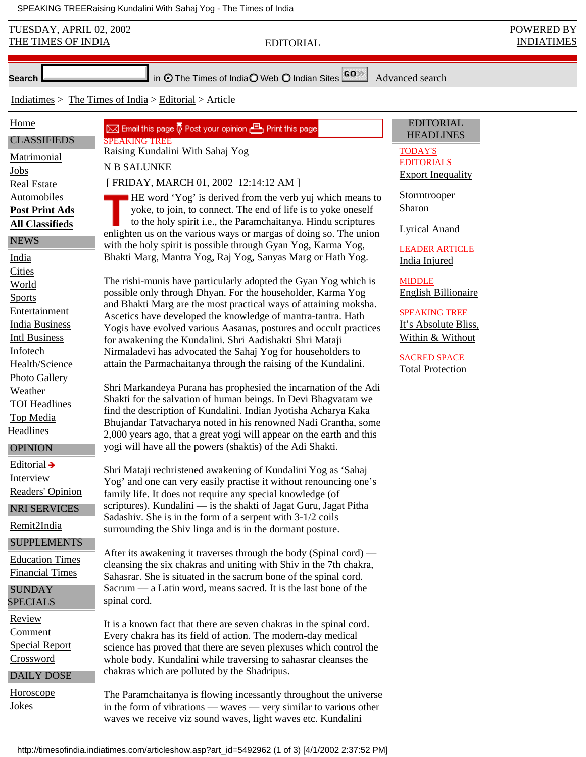SPEAKING TREE

# Raising Kundalini With Sahaj Yog

N B SALUNKE

[ FRIDAY, MARCH 01, 2002 12:14:12 AM ]

THE word 'Yog' is derived from the verb yuj which means to yoke, to join, to connect. The end of life is to yoke oneself to the holy spirit i.e., the Paramchaitanya. Hindu scriptures enlighten us on the various ways or margas of doing so. The union with the holy spirit is possible through Gyan Yog, Karma Yog, Bhakti Marg, Mantra Yog, Raj Yog, Sanyas Marg or Hath Yog.

The rishi-munis have particularly adopted the Gyan Yog which is possible only through Dhyan. For the householder, Karma Yog and Bhakti Marg are the most practical ways of attaining moksha. Ascetics have developed the knowledge of mantra-tantra. Hath Yogis have evolved various Aasanas, postures and occult practices for awakening the Kundalini. Shri Aadishakti Shri Mataji Nirmaladevi has advocated the Sahaj Yog for householders to attain the Parmachaitanya through the raising of the Kundalini.

Shri Markandeya Purana has prophesied the incarnation of the Adi Shakti for the salvation of human beings. In Devi Bhagvatam we find the description of Kundalini. Indian Jyotisha Acharya Kaka Bhujandar Tatvacharya noted in his renowned Nadi Grantha, some 2,000 years ago, that a great yogi will appear on the earth and this yogi will have all the powers (shaktis) of the Adi Shakti.

Shri Mataji rechristened awakening of Kundalini Yog as 'Sahaj Yog' and one can very easily practise it without renouncing one's family life. It does not require any special knowledge (of scriptures). Kundalini — is the shakti of Jagat Guru, Jagat Pitha Sadashiv. She is in the form of a serpent with 3-1/2 coils surrounding the Shiv linga and is in the dormant posture.

After its awakening it traverses through the body (Spinal cord) — cleansing the six chakras and uniting with Shiv in the 7th chakra, Sahasrar. She is situated in the sacrum bone of the spinal cord. Sacrum — a Latin word, means sacred. It is the last bone of the spinal cord.

It is a known fact that there are seven chakras in the spinal cord. Every chakra has its field of action. The modern-day medical science has proved that there are seven plexuses which control the whole body. Kundalini while traversing to sahasrar cleanses the chakras which are polluted by the Shadripus.

The Paramchaitanya is flowing incessantly throughout the universe in the form of vibrations — waves — very similar to various other waves we receive viz sound waves, light waves etc. Kundalini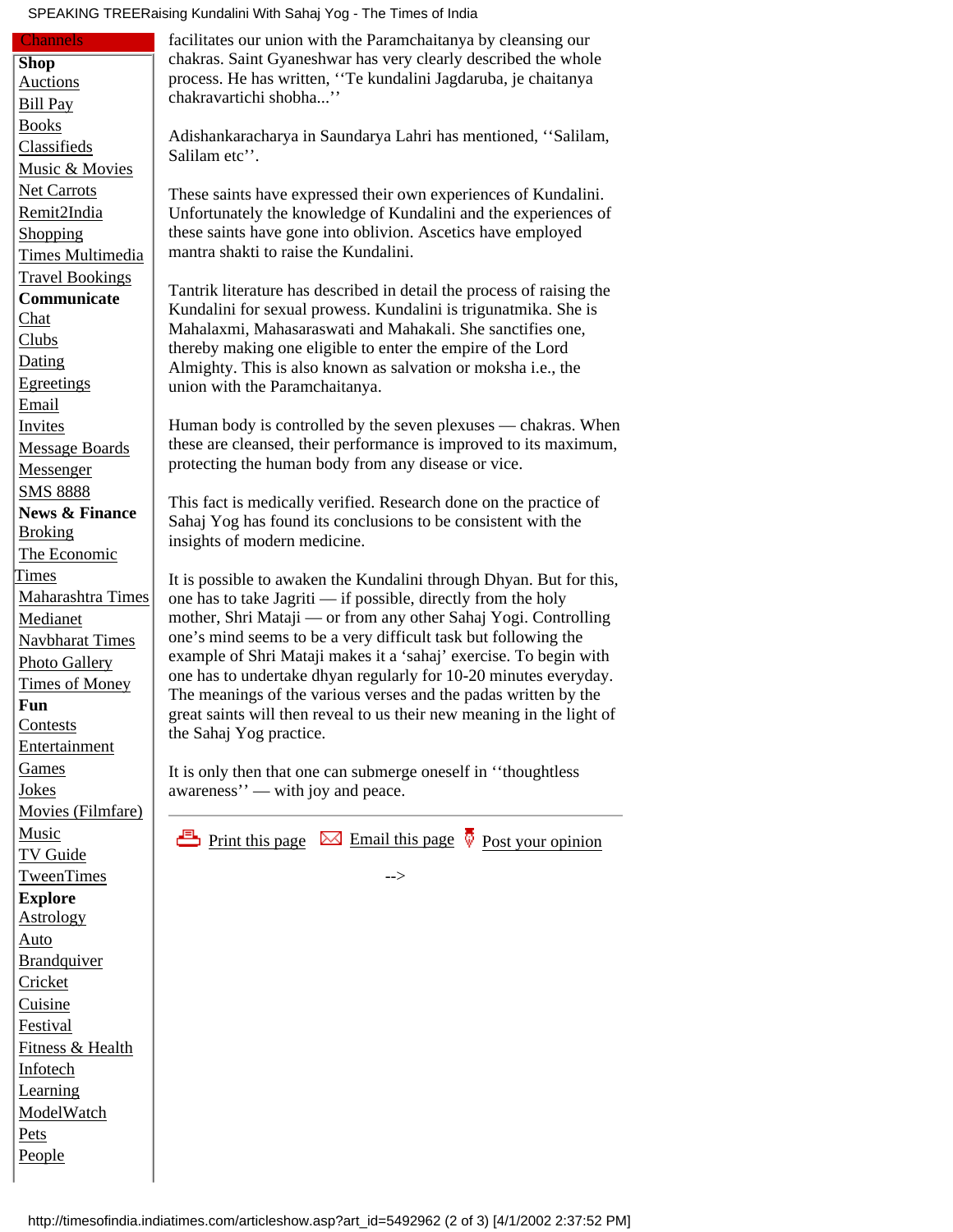facilitates our union with the Paramchaitanya by cleansing our chakras. Saint Gyaneshwar has very clearly described the whole process. He has written, ''Te kundalini Jagdaruba, je chaitanya chakravartichi shobha...''

Adishankaracharya in Saundarya Lahri has mentioned, ''Salilam, Salilam etc''.

These saints have expressed their own experiences of Kundalini. Unfortunately the knowledge of Kundalini and the experiences of these saints have gone into oblivion. Ascetics have employed mantra shakti to raise the Kundalini.

Tantrik literature has described in detail the process of raising the Kundalini for sexual prowess. Kundalini is trigunatmika. She is Mahalaxmi, Mahasaraswati and Mahakali. She sanctifies one, thereby making one eligible to enter the empire of the Lord Almighty. This is also known as salvation or moksha i.e., the union with the Paramchaitanya.

Human body is controlled by the seven plexuses — chakras. When these are cleansed, their performance is improved to its maximum, protecting the human body from any disease or vice.

This fact is medically verified. Research done on the practice of Sahaj Yog has found its conclusions to be consistent with the insights of modern medicine.

It is possible to awaken the Kundalini through Dhyan. But for this, one has to take Jagriti — if possible, directly from the holy mother, Shri Mataji — or from any other Sahaj Yogi. Controlling one's mind seems to be a very difficult task but following the example of Shri Mataji makes it a 'sahaj' exercise. To begin with one has to undertake dhyan regularly for 10-20 minutes everyday. The meanings of the various verses and the padas written by the great saints will then reveal to us their new meaning in the light of the Sahaj Yog practice.

It is only then that one can submerge oneself in ''thoughtless awareness'' — with joy and peace.